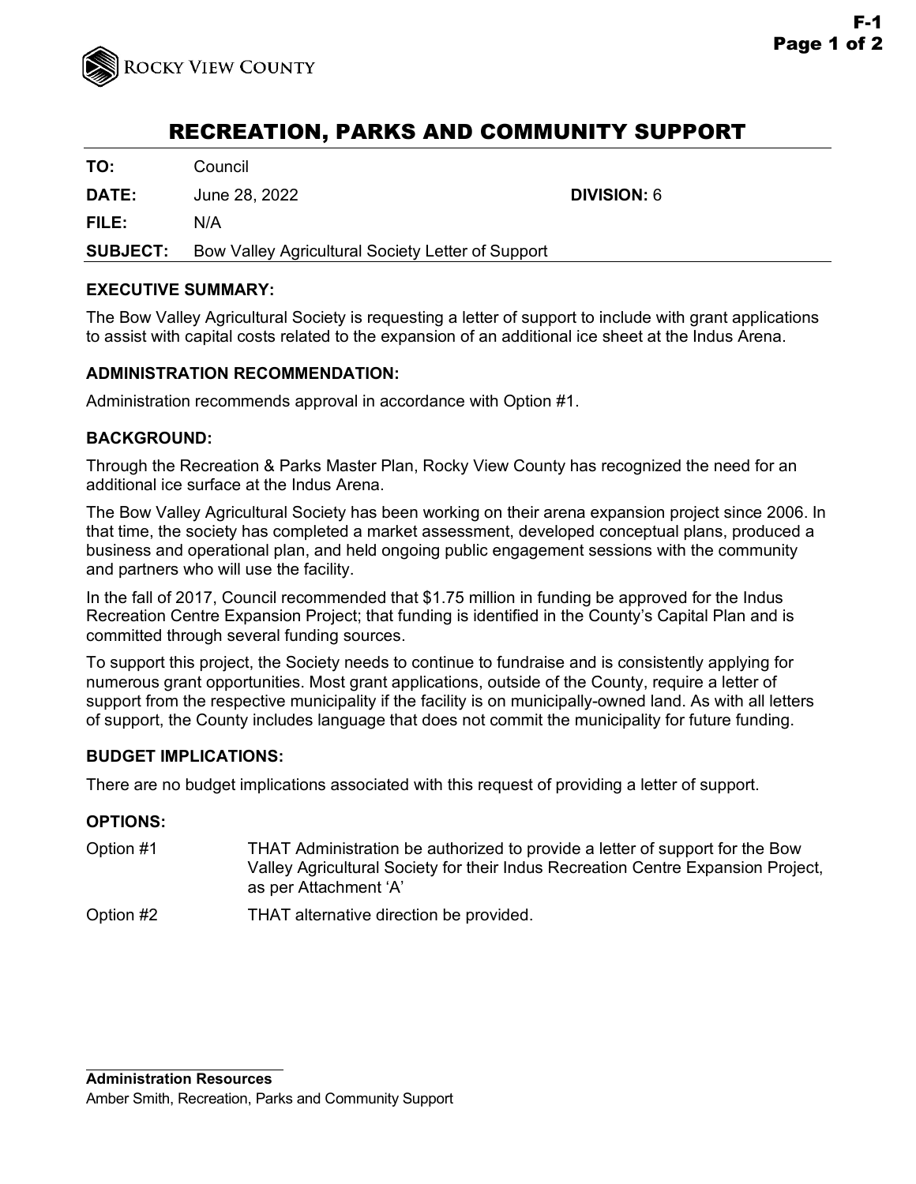Rocky View County

# RECREATION, PARKS AND COMMUNITY SUPPORT

**TO:** Council

**DATE:** June 28, 2022 **DIVISION:** 6

**FILE:** N/A

**SUBJECT:** Bow Valley Agricultural Society Letter of Support

## EXECUTIVE SUMMARY:

The Bow Valley Agricultural Society is requesting a letter of support to include with grant applications to assist with capital costs related to the expansion of an additional ice sheet at the Indus Arena.

## ADMINISTRATION RECOMMENDATION:

Administration recommends approval in accordance with Option #1.

## BACKGROUND:

Through the Recreation & Parks Master Plan, Rocky View County has recognized the need for an additional ice surface at the Indus Arena.

The Bow Valley Agricultural Society has been working on their arena expansion project since 2006. In that time, the society has completed a market assessment, developed conceptual plans, produced a business and operational plan, and held ongoing public engagement sessions with the community and partners who will use the facility.

In the fall of 2017, Council recommended that $1.75 million in funding be approved for the Indus Recreation Centre Expansion Project; that funding is identified in the County's Capital Plan and is committed through several funding sources.

To support this project, the Society needs to continue to fundraise and is consistently applying for numerous grant opportunities. Most grant applications, outside of the County, require a letter of support from the respective municipality if the facility is on municipally-owned land. As with all letters of support, the County includes language that does not commit the municipality for future funding.

## BUDGET IMPLICATIONS:

There are no budget implications associated with this request of providing a letter of support.

## OPTIONS:

Option #1 THAT Administration be authorized to provide a letter of support for the Bow Valley Agricultural Society for their Indus Recreation Centre Expansion Project, as per Attachment 'A'

Option #2 THAT alternative direction be provided.

**Administration Resources**

Amber Smith, Recreation, Parks and Community Support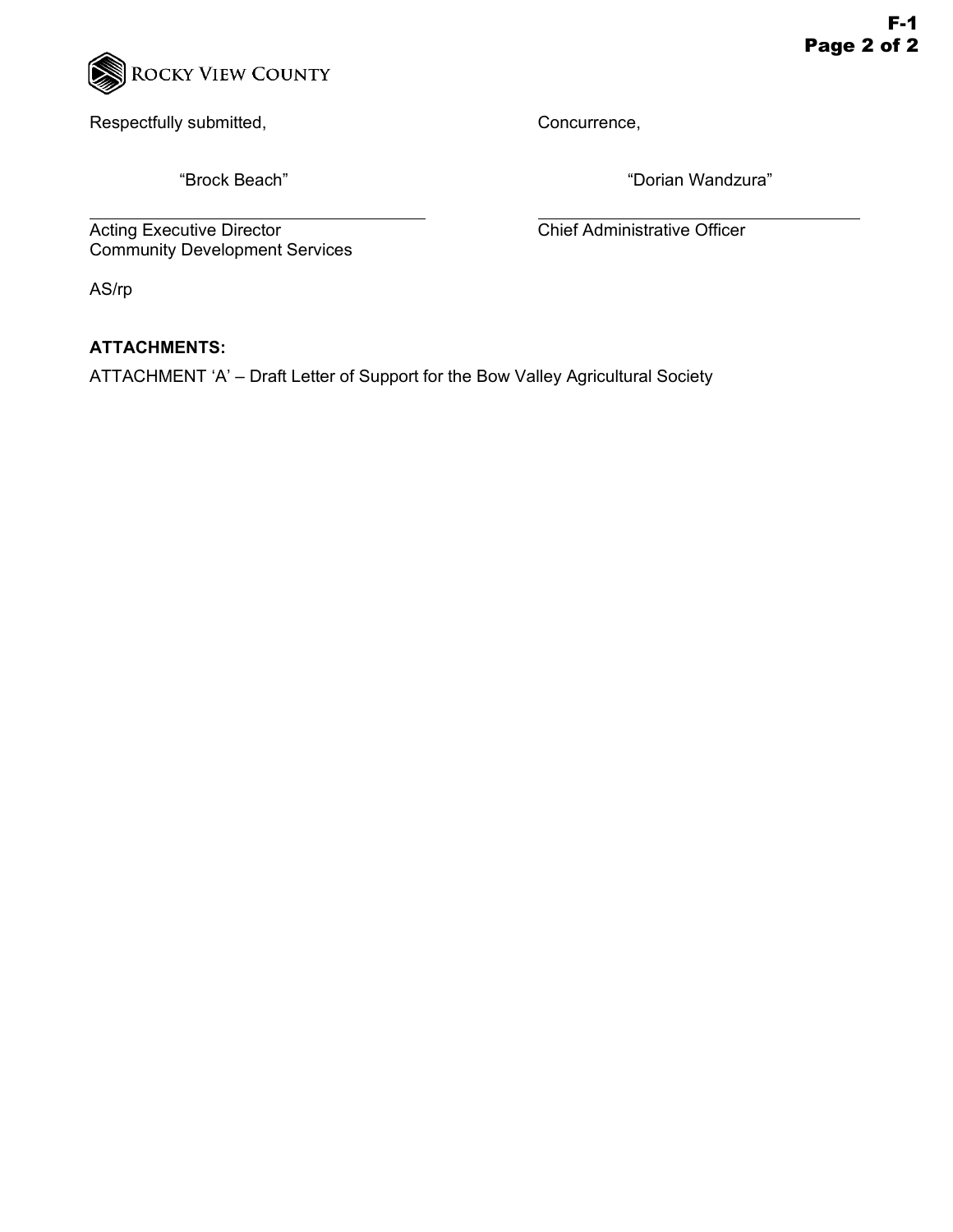Respectfully submitted,

"Brock Beach"

Acting Executive Director
Community Development Services

Concurrence,

"Dorian Wandzura"

Chief Administrative Officer

AS/rp

**ATTACHMENTS:**

ATTACHMENT 'A' – Draft Letter of Support for the Bow Valley Agricultural Society